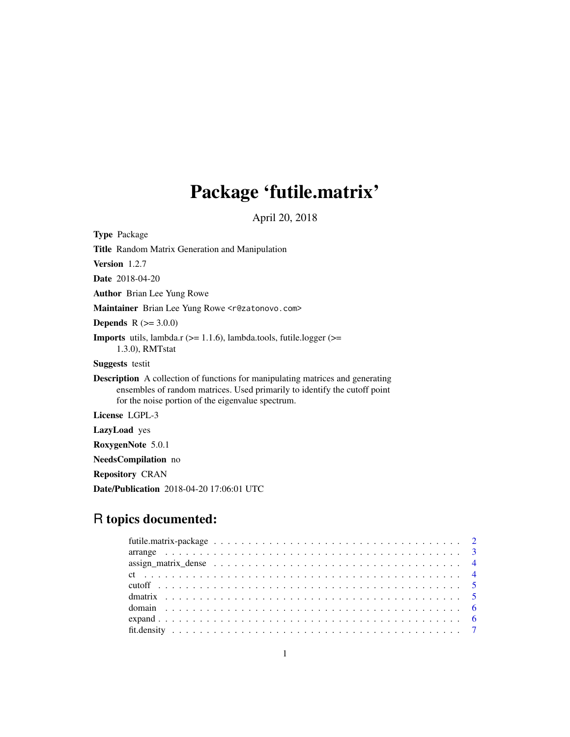# Package 'futile.matrix'

April 20, 2018

**Type** Package

**Title** Random Matrix Generation and Manipulation

**Version** 1.2.7

**Date** 2018-04-20

**Author** Brian Lee Yung Rowe

**Maintainer** Brian Lee Yung Rowe <r@zatonovo.com>

**Depends** R (>= 3.0.0)

**Imports** utils, lambda.r (>= 1.1.6), lambda.tools, futile.logger (>= 1.3.0), RMTstat

**Suggests** testit

**Description** A collection of functions for manipulating matrices and generating ensembles of random matrices. Used primarily to identify the cutoff point for the noise portion of the eigenvalue spectrum.

**License** LGPL-3

**LazyLoad** yes

**RoxygenNote** 5.0.1

**NeedsCompilation** no

**Repository** CRAN

**Date/Publication** 2018-04-20 17:06:01 UTC

## R topics documented:

| | |
|---|---|
| futile.matrix-package | 2 |
| arrange | 3 |
| assign_matrix_dense | 4 |
| ct | 4 |
| cutoff | 5 |
| dmatrix | 5 |
| domain | 6 |
| expand | 6 |
| fit.density | 7 |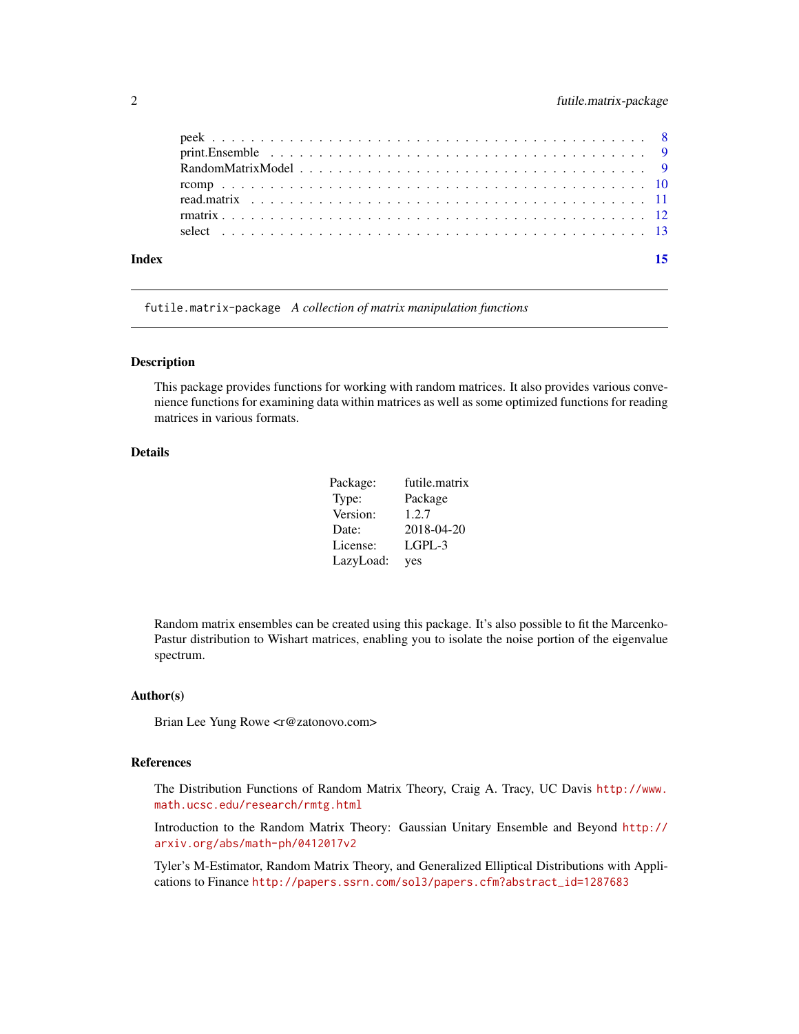| | |
|---|---|
| peek | 8 |
| print.Ensemble | 9 |
| RandomMatrixModel | 9 |
| rcomp | 10 |
| read.matrix | 11 |
| rmatrix | 12 |
| select | 13 |

**Index** **15**

---

`futile.matrix-package` *A collection of matrix manipulation functions*

---

### Description

This package provides functions for working with random matrices. It also provides various convenience functions for examining data within matrices as well as some optimized functions for reading matrices in various formats.

### Details

| | |
|---|---|
| Package: | futile.matrix |
| Type: | Package |
| Version: | 1.2.7 |
| Date: | 2018-04-20 |
| License: | LGPL-3 |
| LazyLoad: | yes |

Random matrix ensembles can be created using this package. It's also possible to fit the Marcenko-Pastur distribution to Wishart matrices, enabling you to isolate the noise portion of the eigenvalue spectrum.

### Author(s)

Brian Lee Yung Rowe <r@zatonovo.com>

### References

The Distribution Functions of Random Matrix Theory, Craig A. Tracy, UC Davis `http://www.math.ucsc.edu/research/rmtg.html`

Introduction to the Random Matrix Theory: Gaussian Unitary Ensemble and Beyond `http://arxiv.org/abs/math-ph/0412017v2`

Tyler's M-Estimator, Random Matrix Theory, and Generalized Elliptical Distributions with Applications to Finance `http://papers.ssrn.com/sol3/papers.cfm?abstract_id=1287683`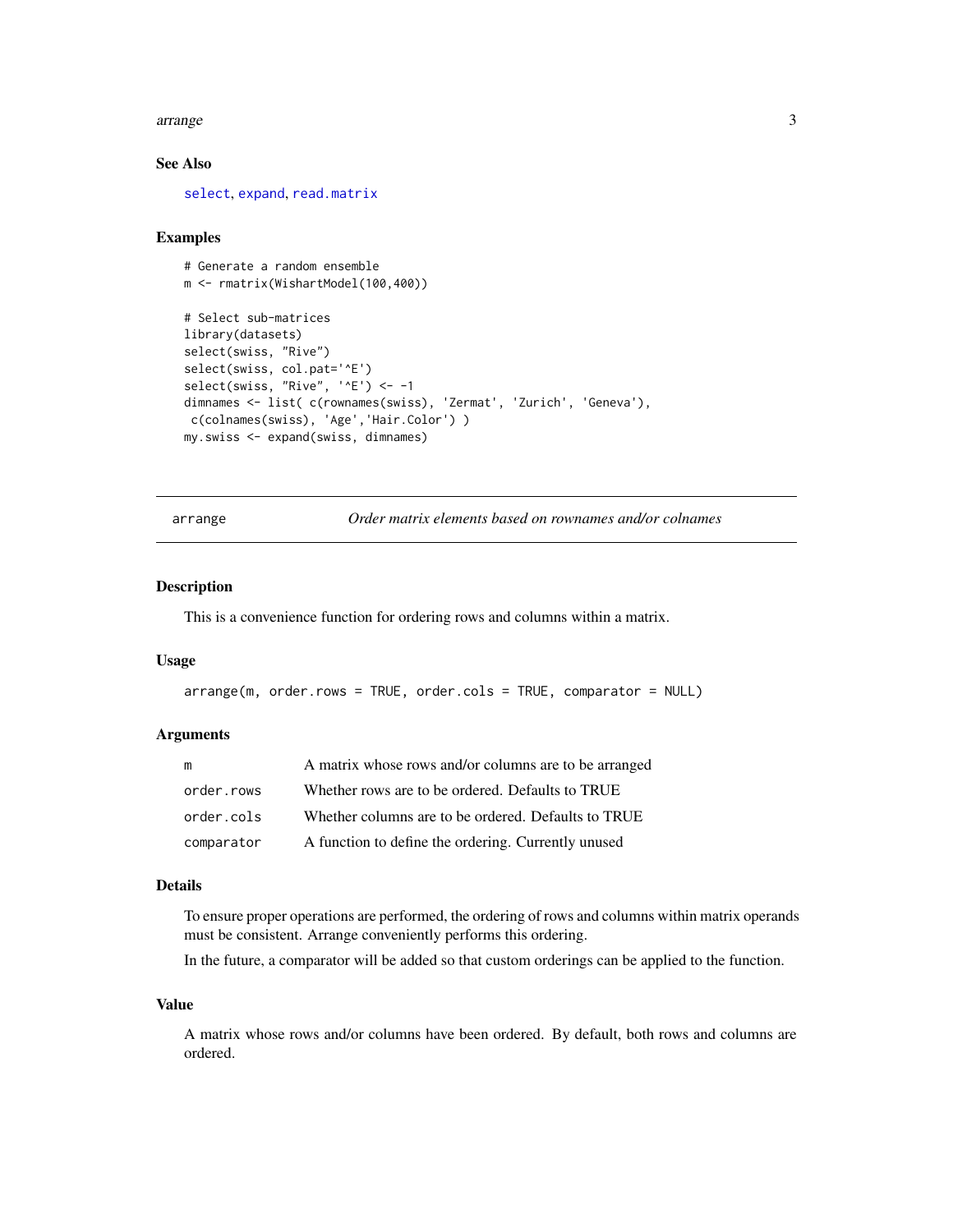### See Also

select, expand, read.matrix

### Examples

```
# Generate a random ensemble
m <- rmatrix(WishartModel(100,400))

# Select sub-matrices
library(datasets)
select(swiss, "Rive")
select(swiss, col.pat='^E')
select(swiss, "Rive", '^E') <- -1
dimnames <- list( c(rownames(swiss), 'Zermat', 'Zurich', 'Geneva'),
 c(colnames(swiss), 'Age','Hair.Color') )
my.swiss <- expand(swiss, dimnames)
```

---

## arrange — *Order matrix elements based on rownames and/or colnames*

### Description

This is a convenience function for ordering rows and columns within a matrix.

### Usage

```
arrange(m, order.rows = TRUE, order.cols = TRUE, comparator = NULL)
```

### Arguments

| | |
|---|---|
| m | A matrix whose rows and/or columns are to be arranged |
| order.rows | Whether rows are to be ordered. Defaults to TRUE |
| order.cols | Whether columns are to be ordered. Defaults to TRUE |
| comparator | A function to define the ordering. Currently unused |

### Details

To ensure proper operations are performed, the ordering of rows and columns within matrix operands must be consistent. Arrange conveniently performs this ordering.

In the future, a comparator will be added so that custom orderings can be applied to the function.

### Value

A matrix whose rows and/or columns have been ordered. By default, both rows and columns are ordered.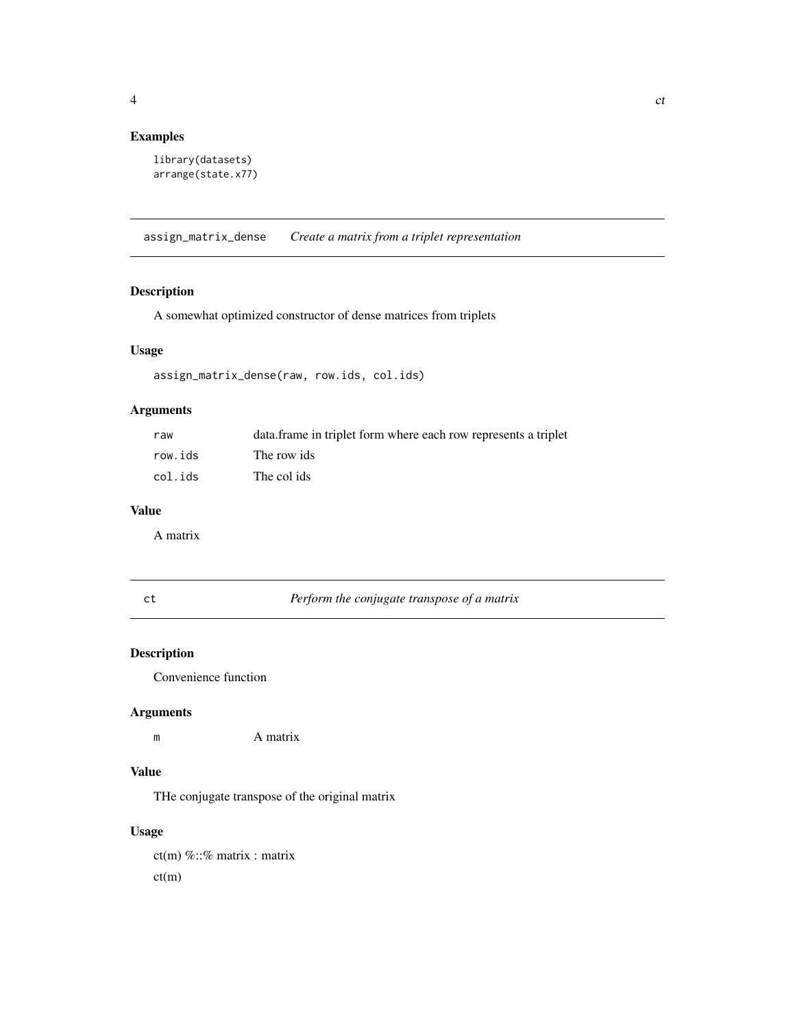## Examples

```
library(datasets)
arrange(state.x77)
```

---

# assign_matrix_dense    *Create a matrix from a triplet representation*

## Description

A somewhat optimized constructor of dense matrices from triplets

## Usage

```
assign_matrix_dense(raw, row.ids, col.ids)
```

## Arguments

| | |
|---|---|
| `raw` | data.frame in triplet form where each row represents a triplet |
| `row.ids` | The row ids |
| `col.ids` | The col ids |

## Value

A matrix

---

# ct    *Perform the conjugate transpose of a matrix*

## Description

Convenience function

## Arguments

| | |
|---|---|
| `m` | A matrix |

## Value

THe conjugate transpose of the original matrix

## Usage

ct(m) %::% matrix : matrix

ct(m)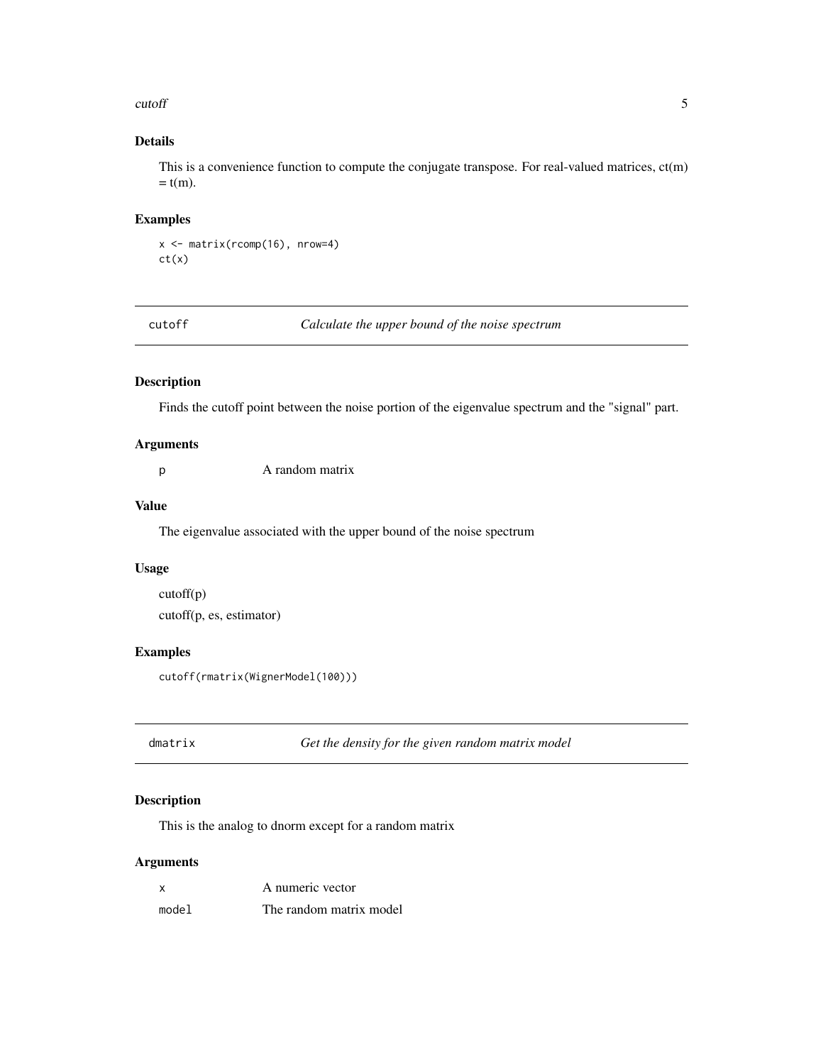## Details

This is a convenience function to compute the conjugate transpose. For real-valued matrices, ct(m) = t(m).

## Examples

```
x <- matrix(rcomp(16), nrow=4)
ct(x)
```

---

# cutoff &nbsp;&nbsp;&nbsp;&nbsp; *Calculate the upper bound of the noise spectrum*

## Description

Finds the cutoff point between the noise portion of the eigenvalue spectrum and the "signal" part.

## Arguments

| | |
|---|---|
| p | A random matrix |

## Value

The eigenvalue associated with the upper bound of the noise spectrum

## Usage

cutoff(p)

cutoff(p, es, estimator)

## Examples

```
cutoff(rmatrix(WignerModel(100)))
```

---

# dmatrix &nbsp;&nbsp;&nbsp;&nbsp; *Get the density for the given random matrix model*

## Description

This is the analog to dnorm except for a random matrix

## Arguments

| | |
|---|---|
| x | A numeric vector |
| model | The random matrix model |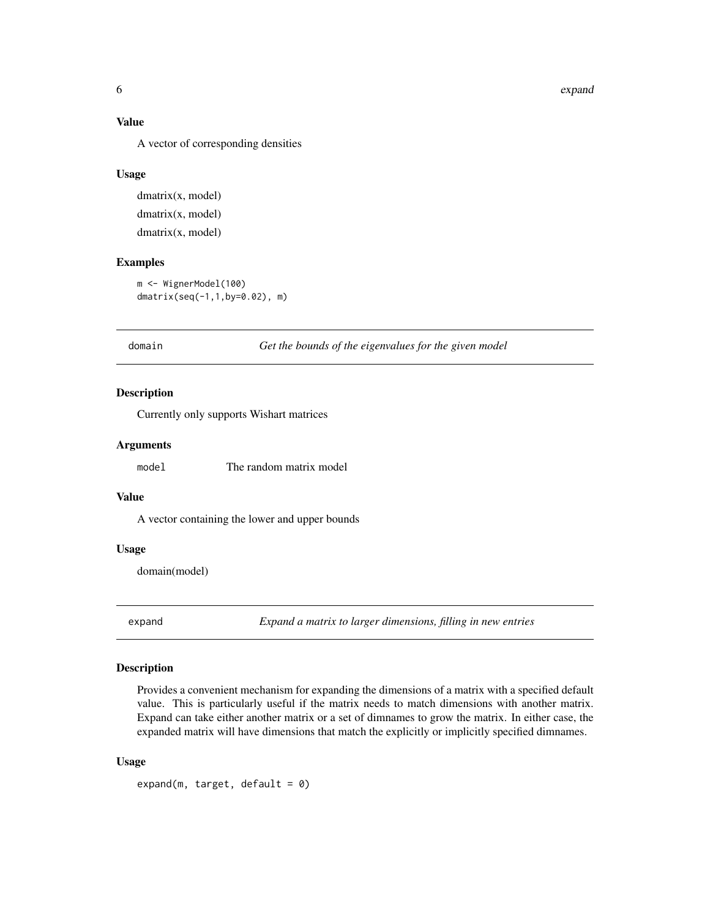### Value

A vector of corresponding densities

### Usage

dmatrix(x, model)

dmatrix(x, model)

dmatrix(x, model)

### Examples

```
m <- WignerModel(100)
dmatrix(seq(-1,1,by=0.02), m)
```

---

## domain &nbsp;&nbsp;&nbsp;&nbsp; *Get the bounds of the eigenvalues for the given model*

---

### Description

Currently only supports Wishart matrices

### Arguments

`model` &nbsp;&nbsp;&nbsp;&nbsp; The random matrix model

### Value

A vector containing the lower and upper bounds

### Usage

domain(model)

---

## expand &nbsp;&nbsp;&nbsp;&nbsp; *Expand a matrix to larger dimensions, filling in new entries*

---

### Description

Provides a convenient mechanism for expanding the dimensions of a matrix with a specified default value. This is particularly useful if the matrix needs to match dimensions with another matrix. Expand can take either another matrix or a set of dimnames to grow the matrix. In either case, the expanded matrix will have dimensions that match the explicitly or implicitly specified dimnames.

### Usage

```
expand(m, target, default = 0)
```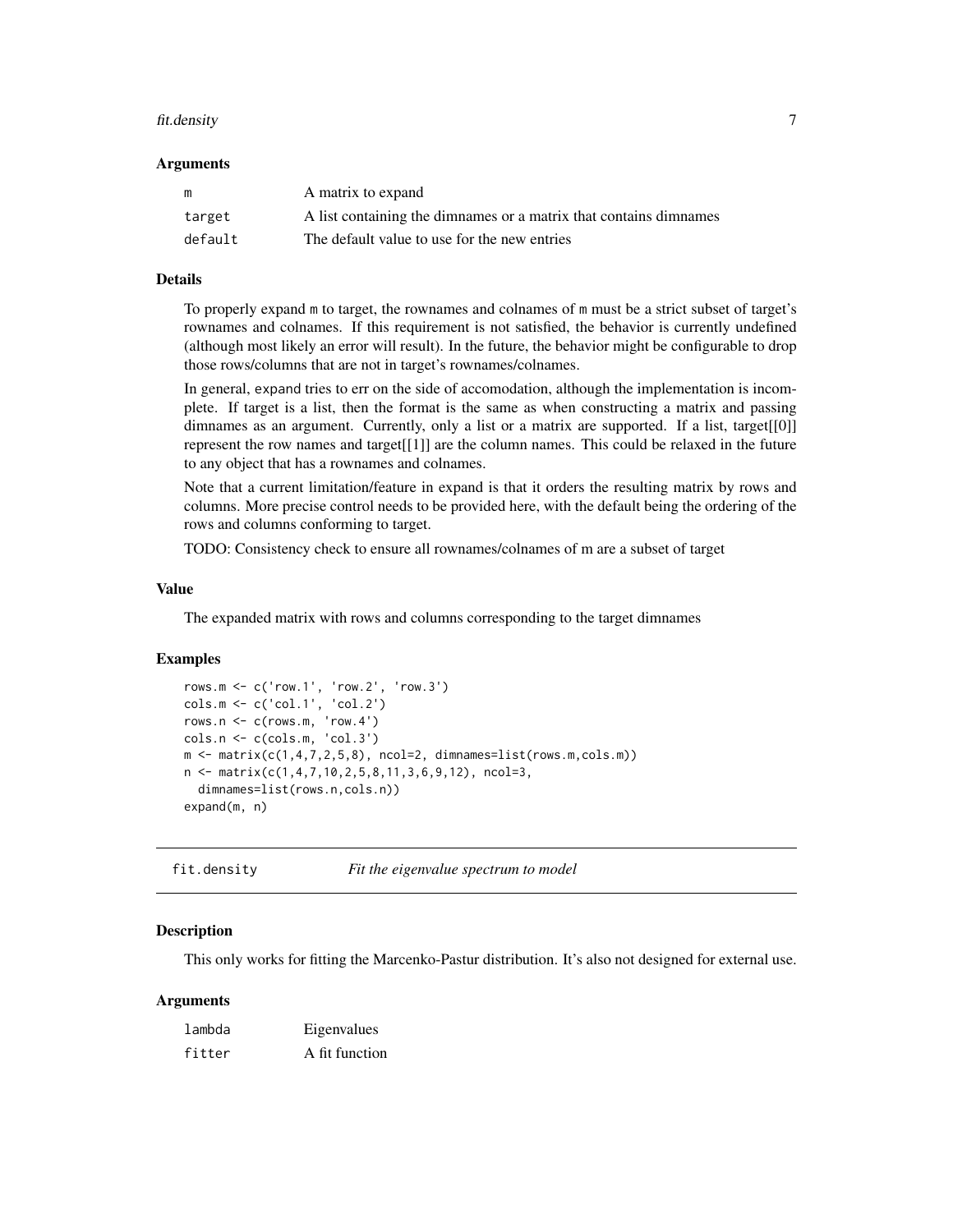### Arguments

| | |
|---|---|
| m | A matrix to expand |
| target | A list containing the dimnames or a matrix that contains dimnames |
| default | The default value to use for the new entries |

### Details

To properly expand m to target, the rownames and colnames of m must be a strict subset of target's rownames and colnames. If this requirement is not satisfied, the behavior is currently undefined (although most likely an error will result). In the future, the behavior might be configurable to drop those rows/columns that are not in target's rownames/colnames.

In general, expand tries to err on the side of accomodation, although the implementation is incomplete. If target is a list, then the format is the same as when constructing a matrix and passing dimnames as an argument. Currently, only a list or a matrix are supported. If a list, target[[0]] represent the row names and target[[1]] are the column names. This could be relaxed in the future to any object that has a rownames and colnames.

Note that a current limitation/feature in expand is that it orders the resulting matrix by rows and columns. More precise control needs to be provided here, with the default being the ordering of the rows and columns conforming to target.

TODO: Consistency check to ensure all rownames/colnames of m are a subset of target

### Value

The expanded matrix with rows and columns corresponding to the target dimnames

### Examples

```
rows.m <- c('row.1', 'row.2', 'row.3')
cols.m <- c('col.1', 'col.2')
rows.n <- c(rows.m, 'row.4')
cols.n <- c(cols.m, 'col.3')
m <- matrix(c(1,4,7,2,5,8), ncol=2, dimnames=list(rows.m,cols.m))
n <- matrix(c(1,4,7,10,2,5,8,11,3,6,9,12), ncol=3,
  dimnames=list(rows.n,cols.n))
expand(m, n)
```

---

## fit.density — *Fit the eigenvalue spectrum to model*

### Description

This only works for fitting the Marcenko-Pastur distribution. It's also not designed for external use.

### Arguments

| | |
|---|---|
| lambda | Eigenvalues |
| fitter | A fit function |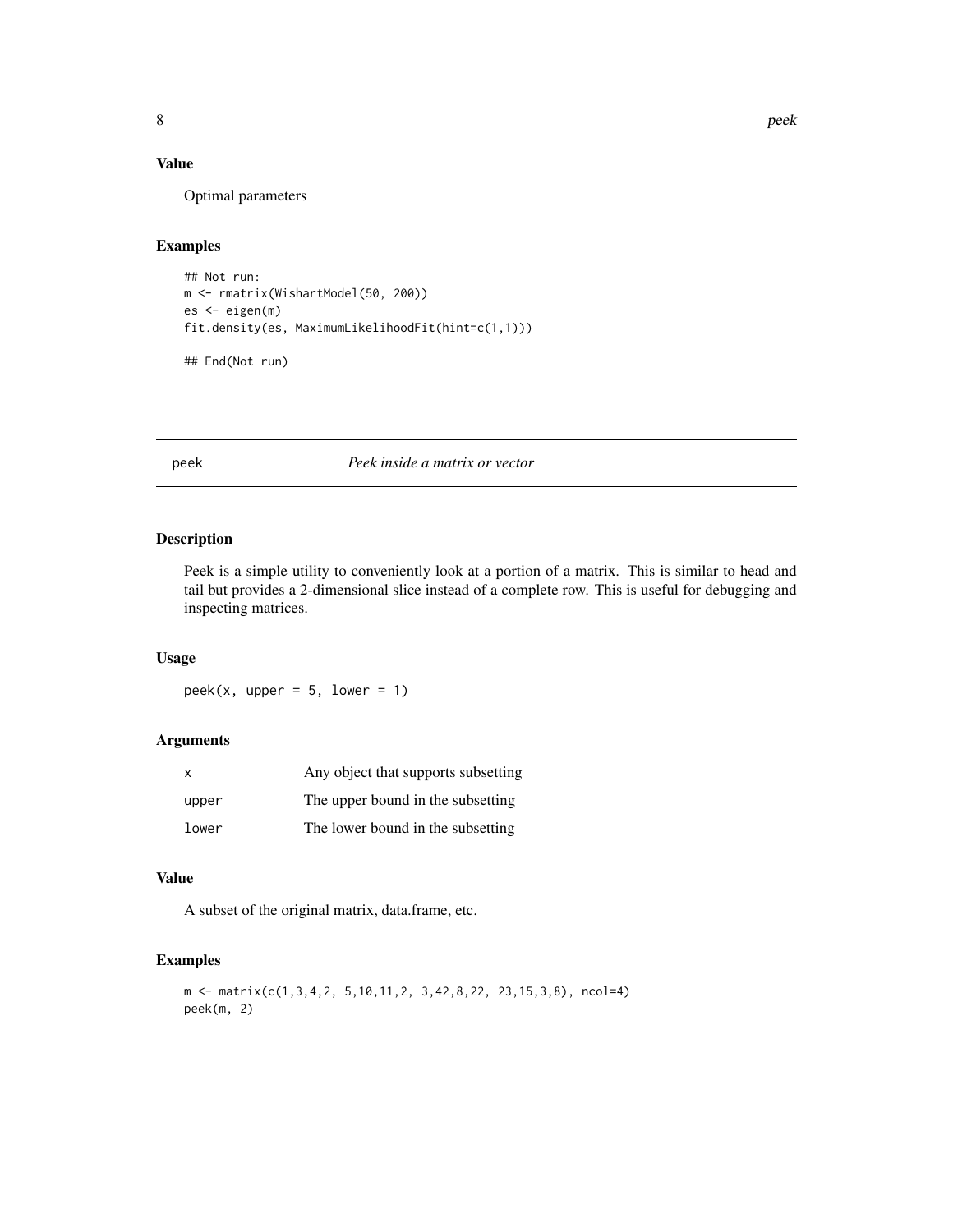## Value

Optimal parameters

## Examples

```
## Not run:
m <- rmatrix(WishartModel(50, 200))
es <- eigen(m)
fit.density(es, MaximumLikelihoodFit(hint=c(1,1)))

## End(Not run)
```

---

# peek — *Peek inside a matrix or vector*

---

## Description

Peek is a simple utility to conveniently look at a portion of a matrix. This is similar to head and tail but provides a 2-dimensional slice instead of a complete row. This is useful for debugging and inspecting matrices.

## Usage

```
peek(x, upper = 5, lower = 1)
```

## Arguments

| | |
|---|---|
| x | Any object that supports subsetting |
| upper | The upper bound in the subsetting |
| lower | The lower bound in the subsetting |

## Value

A subset of the original matrix, data.frame, etc.

## Examples

```
m <- matrix(c(1,3,4,2, 5,10,11,2, 3,42,8,22, 23,15,3,8), ncol=4)
peek(m, 2)
```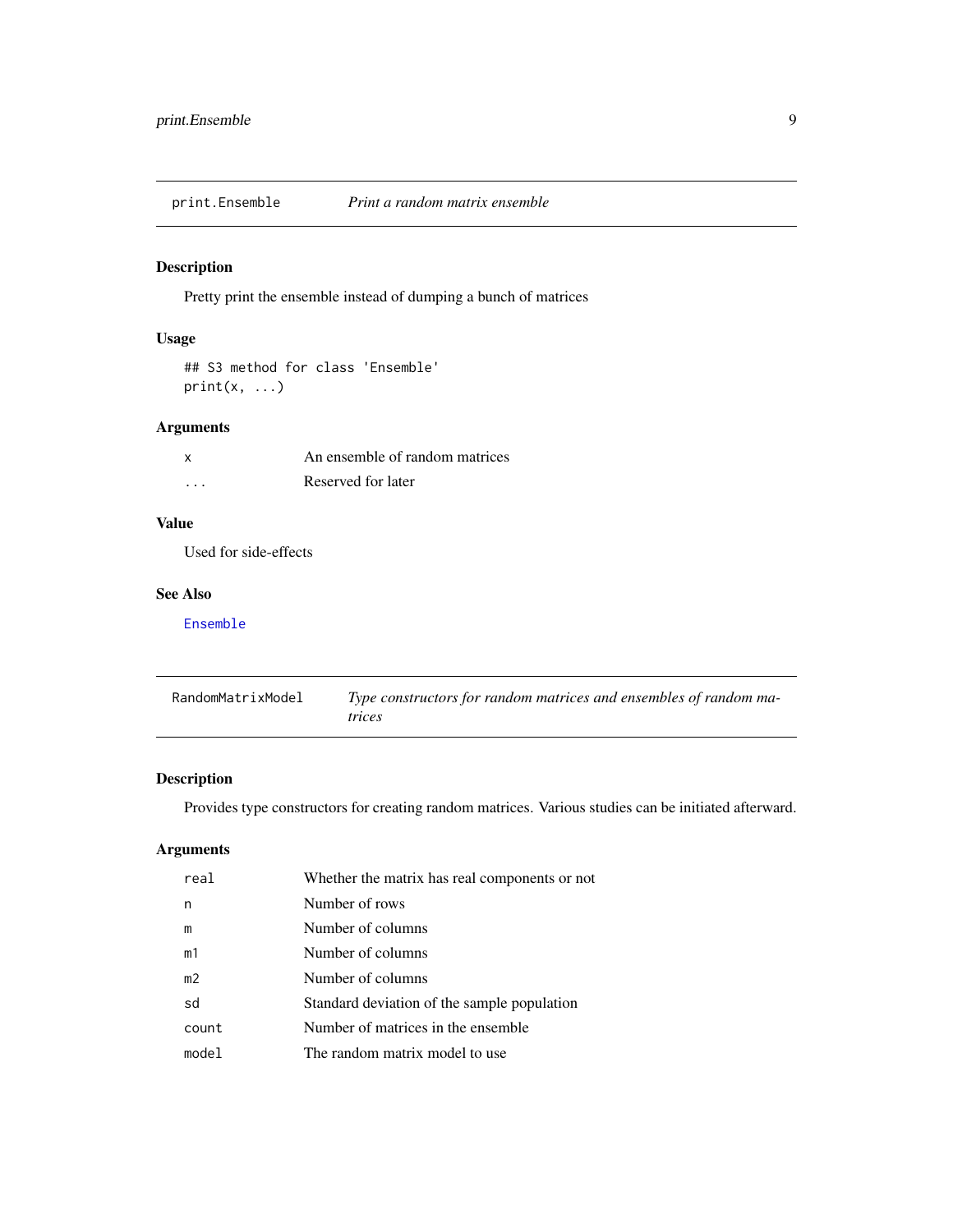## print.Ensemble — *Print a random matrix ensemble*

### Description

Pretty print the ensemble instead of dumping a bunch of matrices

### Usage

```
## S3 method for class 'Ensemble'
print(x, ...)
```

### Arguments

| | |
|---|---|
| `x` | An ensemble of random matrices |
| `...` | Reserved for later |

### Value

Used for side-effects

### See Also

`Ensemble`

## RandomMatrixModel — *Type constructors for random matrices and ensembles of random matrices*

### Description

Provides type constructors for creating random matrices. Various studies can be initiated afterward.

### Arguments

| | |
|---|---|
| `real` | Whether the matrix has real components or not |
| `n` | Number of rows |
| `m` | Number of columns |
| `m1` | Number of columns |
| `m2` | Number of columns |
| `sd` | Standard deviation of the sample population |
| `count` | Number of matrices in the ensemble |
| `model` | The random matrix model to use |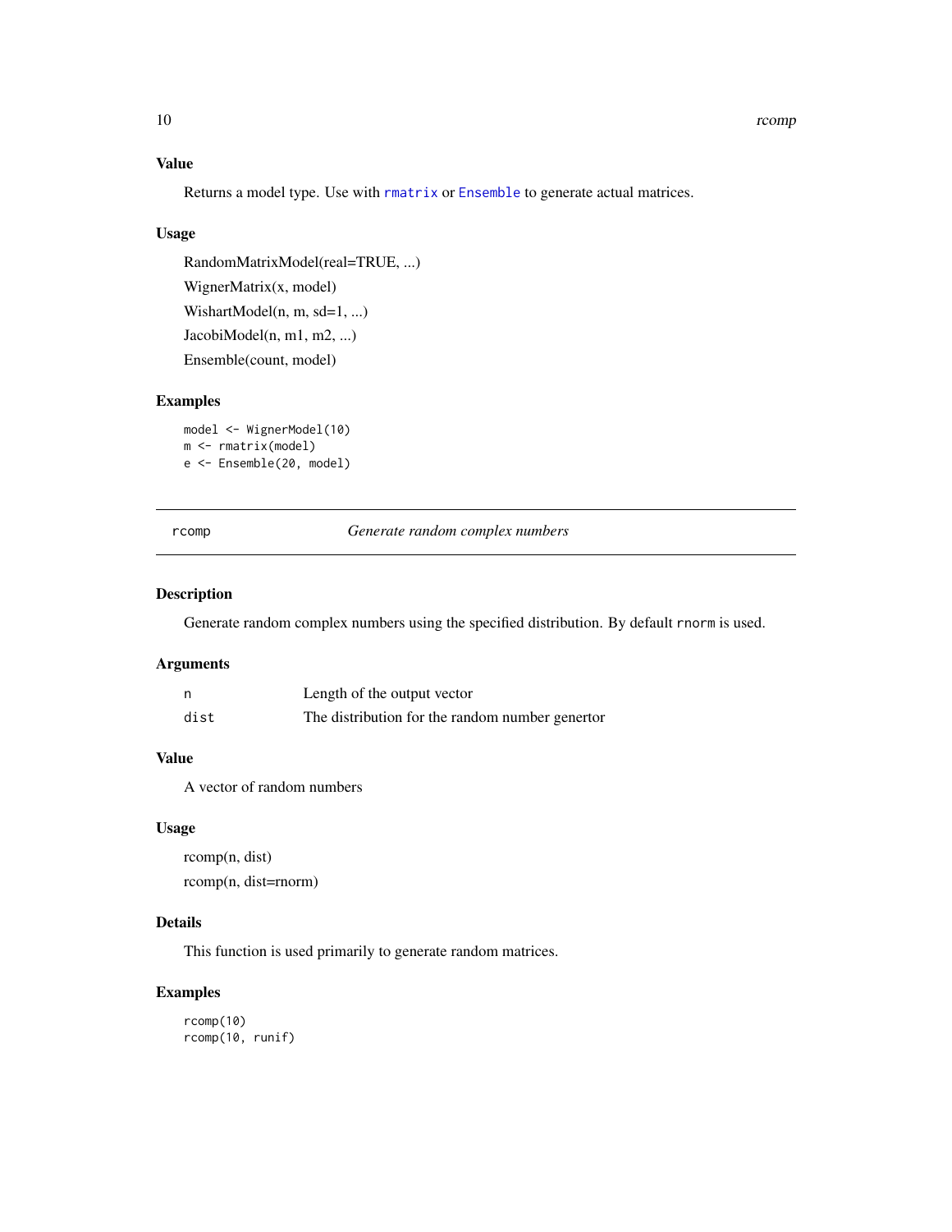### Value

Returns a model type. Use with `rmatrix` or `Ensemble` to generate actual matrices.

### Usage

RandomMatrixModel(real=TRUE, ...)

WignerMatrix(x, model)

WishartModel(n, m, sd=1, ...)

JacobiModel(n, m1, m2, ...)

Ensemble(count, model)

### Examples

```
model <- WignerModel(10)
m <- rmatrix(model)
e <- Ensemble(20, model)
```

---

## rcomp — *Generate random complex numbers*

---

### Description

Generate random complex numbers using the specified distribution. By default `rnorm` is used.

### Arguments

| | |
|---|---|
| `n` | Length of the output vector |
| `dist` | The distribution for the random number genertor |

### Value

A vector of random numbers

### Usage

rcomp(n, dist)

rcomp(n, dist=rnorm)

### Details

This function is used primarily to generate random matrices.

### Examples

```
rcomp(10)
rcomp(10, runif)
```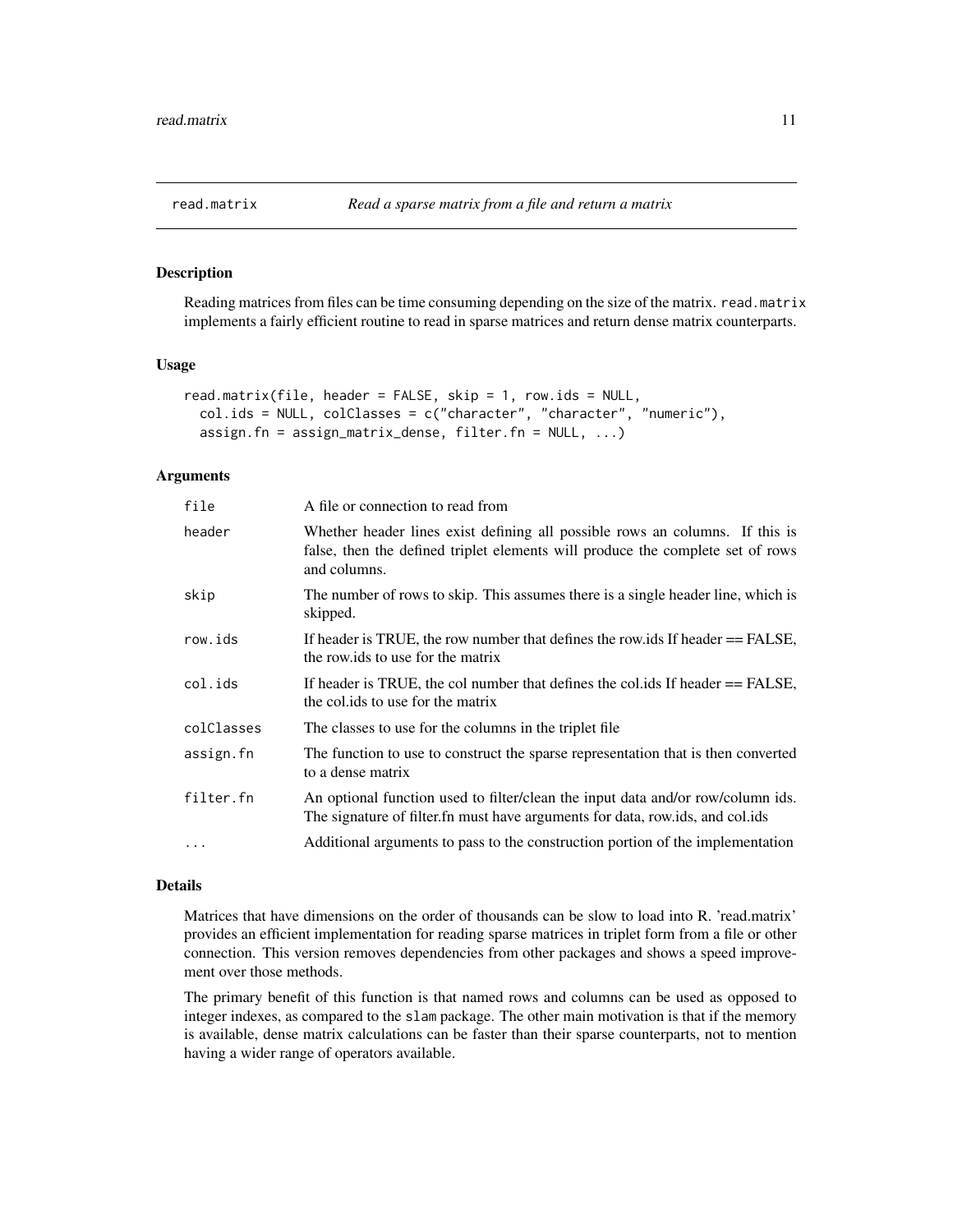read.matrix — *Read a sparse matrix from a file and return a matrix*

## Description

Reading matrices from files can be time consuming depending on the size of the matrix. `read.matrix` implements a fairly efficient routine to read in sparse matrices and return dense matrix counterparts.

## Usage

```
read.matrix(file, header = FALSE, skip = 1, row.ids = NULL,
  col.ids = NULL, colClasses = c("character", "character", "numeric"),
  assign.fn = assign_matrix_dense, filter.fn = NULL, ...)
```

## Arguments

| | |
|---|---|
| `file` | A file or connection to read from |
| `header` | Whether header lines exist defining all possible rows an columns. If this is false, then the defined triplet elements will produce the complete set of rows and columns. |
| `skip` | The number of rows to skip. This assumes there is a single header line, which is skipped. |
| `row.ids` | If header is TRUE, the row number that defines the row.ids If header == FALSE, the row.ids to use for the matrix |
| `col.ids` | If header is TRUE, the col number that defines the col.ids If header == FALSE, the col.ids to use for the matrix |
| `colClasses` | The classes to use for the columns in the triplet file |
| `assign.fn` | The function to use to construct the sparse representation that is then converted to a dense matrix |
| `filter.fn` | An optional function used to filter/clean the input data and/or row/column ids. The signature of filter.fn must have arguments for data, row.ids, and col.ids |
| `...` | Additional arguments to pass to the construction portion of the implementation |

## Details

Matrices that have dimensions on the order of thousands can be slow to load into R. 'read.matrix' provides an efficient implementation for reading sparse matrices in triplet form from a file or other connection. This version removes dependencies from other packages and shows a speed improvement over those methods.

The primary benefit of this function is that named rows and columns can be used as opposed to integer indexes, as compared to the `slam` package. The other main motivation is that if the memory is available, dense matrix calculations can be faster than their sparse counterparts, not to mention having a wider range of operators available.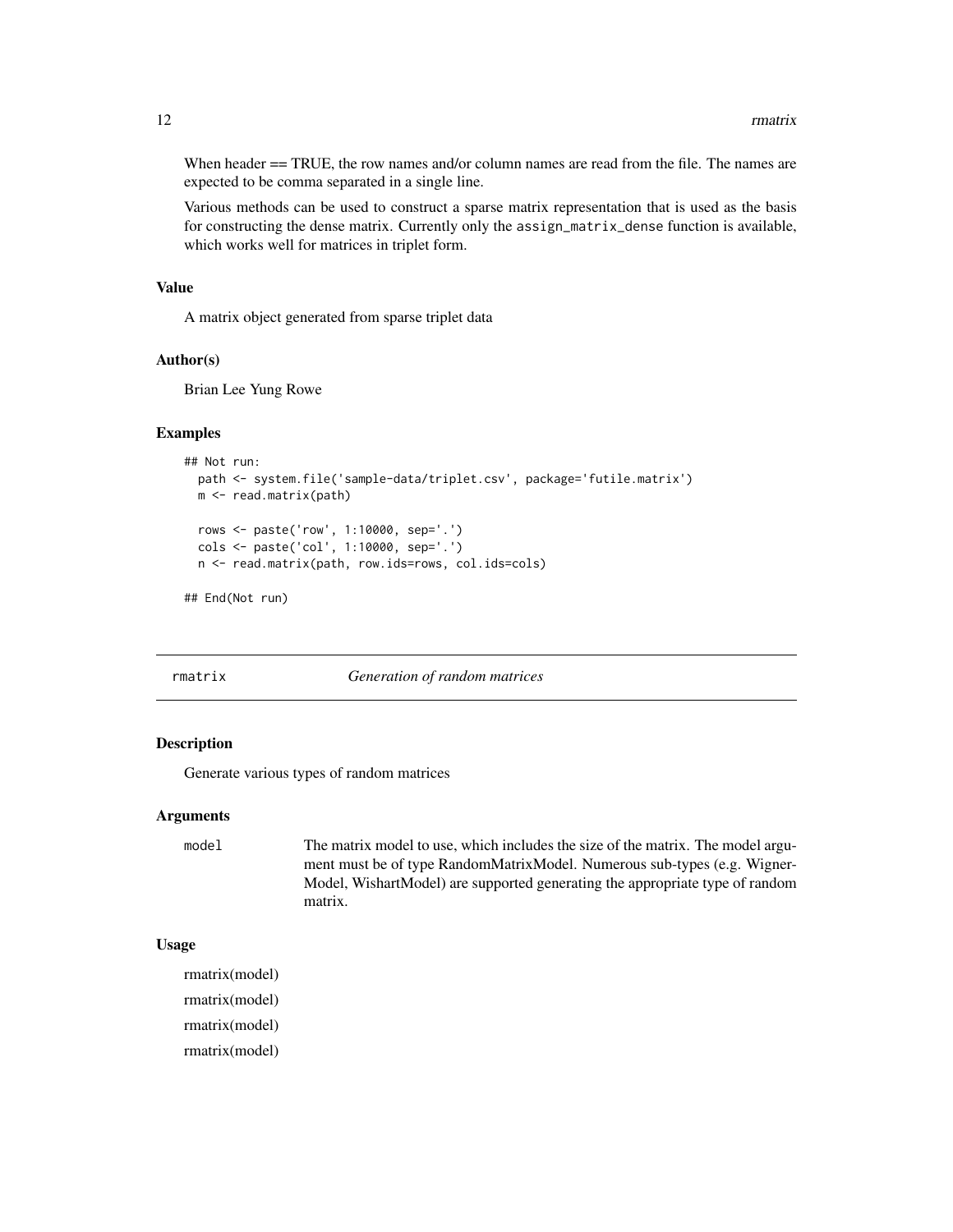When header == TRUE, the row names and/or column names are read from the file. The names are expected to be comma separated in a single line.

Various methods can be used to construct a sparse matrix representation that is used as the basis for constructing the dense matrix. Currently only the `assign_matrix_dense` function is available, which works well for matrices in triplet form.

### Value

A matrix object generated from sparse triplet data

### Author(s)

Brian Lee Yung Rowe

### Examples

```
## Not run:
  path <- system.file('sample-data/triplet.csv', package='futile.matrix')
  m <- read.matrix(path)

  rows <- paste('row', 1:10000, sep='.')
  cols <- paste('col', 1:10000, sep='.')
  n <- read.matrix(path, row.ids=rows, col.ids=cols)

## End(Not run)
```

---

## rmatrix — *Generation of random matrices*

### Description

Generate various types of random matrices

### Arguments

| | |
|---|---|
| `model` | The matrix model to use, which includes the size of the matrix. The model argument must be of type RandomMatrixModel. Numerous sub-types (e.g. WignerModel, WishartModel) are supported generating the appropriate type of random matrix. |

### Usage

rmatrix(model)

rmatrix(model)

rmatrix(model)

rmatrix(model)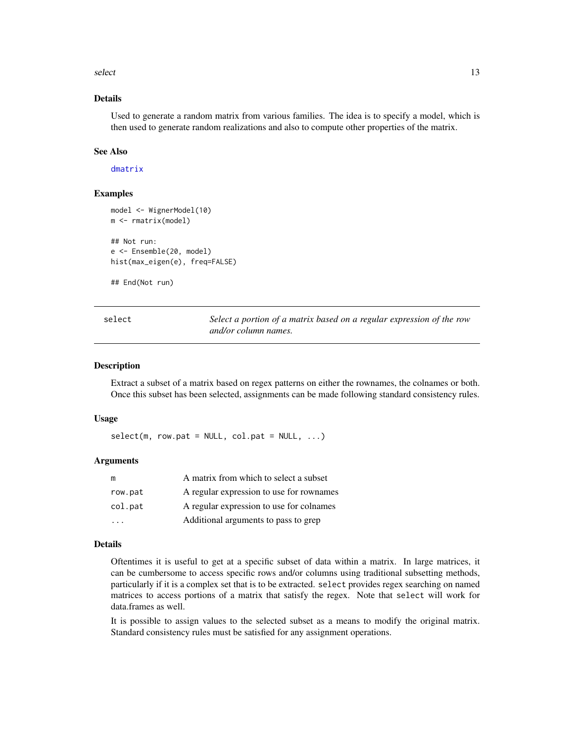### Details

Used to generate a random matrix from various families. The idea is to specify a model, which is then used to generate random realizations and also to compute other properties of the matrix.

### See Also

dmatrix

### Examples

```
model <- WignerModel(10)
m <- rmatrix(model)

## Not run:
e <- Ensemble(20, model)
hist(max_eigen(e), freq=FALSE)

## End(Not run)
```

---

## select — *Select a portion of a matrix based on a regular expression of the row and/or column names.*

---

### Description

Extract a subset of a matrix based on regex patterns on either the rownames, the colnames or both. Once this subset has been selected, assignments can be made following standard consistency rules.

### Usage

```
select(m, row.pat = NULL, col.pat = NULL, ...)
```

### Arguments

| | |
|---|---|
| m | A matrix from which to select a subset |
| row.pat | A regular expression to use for rownames |
| col.pat | A regular expression to use for colnames |
| ... | Additional arguments to pass to grep |

### Details

Oftentimes it is useful to get at a specific subset of data within a matrix. In large matrices, it can be cumbersome to access specific rows and/or columns using traditional subsetting methods, particularly if it is a complex set that is to be extracted. `select` provides regex searching on named matrices to access portions of a matrix that satisfy the regex. Note that `select` will work for data.frames as well.

It is possible to assign values to the selected subset as a means to modify the original matrix. Standard consistency rules must be satisfied for any assignment operations.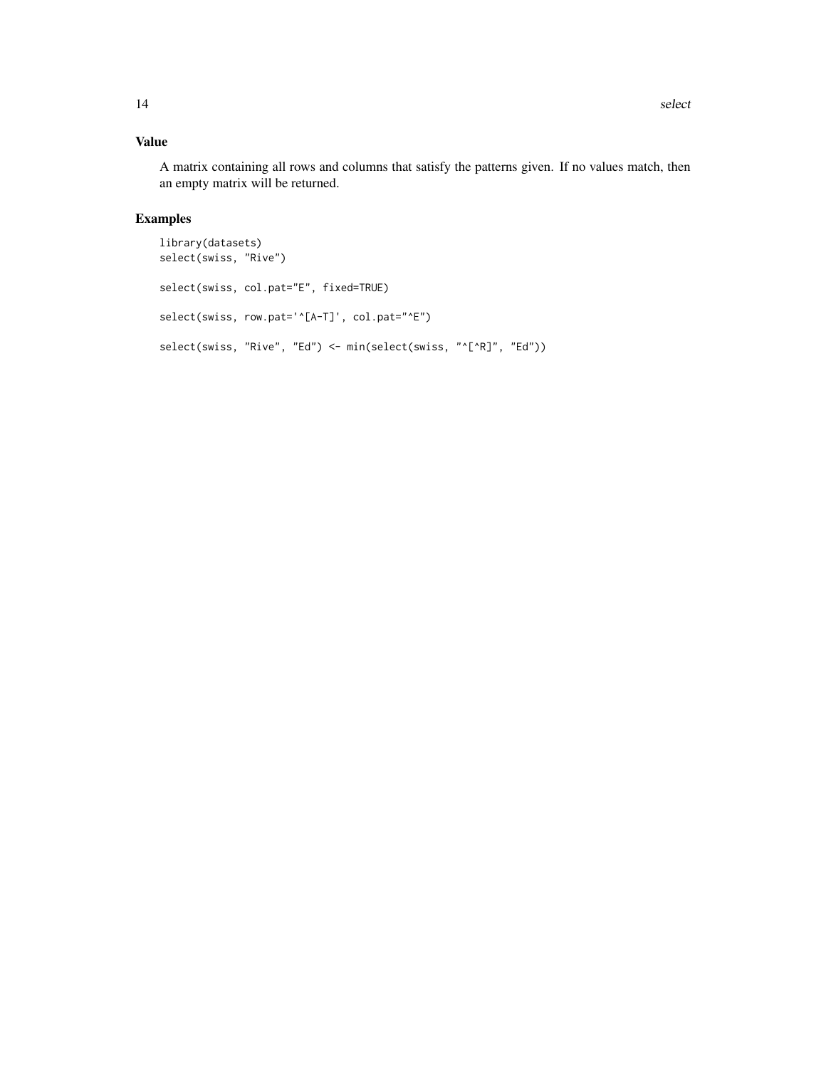## Value

A matrix containing all rows and columns that satisfy the patterns given. If no values match, then an empty matrix will be returned.

## Examples

```
library(datasets)
select(swiss, "Rive")

select(swiss, col.pat="E", fixed=TRUE)

select(swiss, row.pat='^[A-T]', col.pat="^E")

select(swiss, "Rive", "Ed") <- min(select(swiss, "^[^R]", "Ed"))
```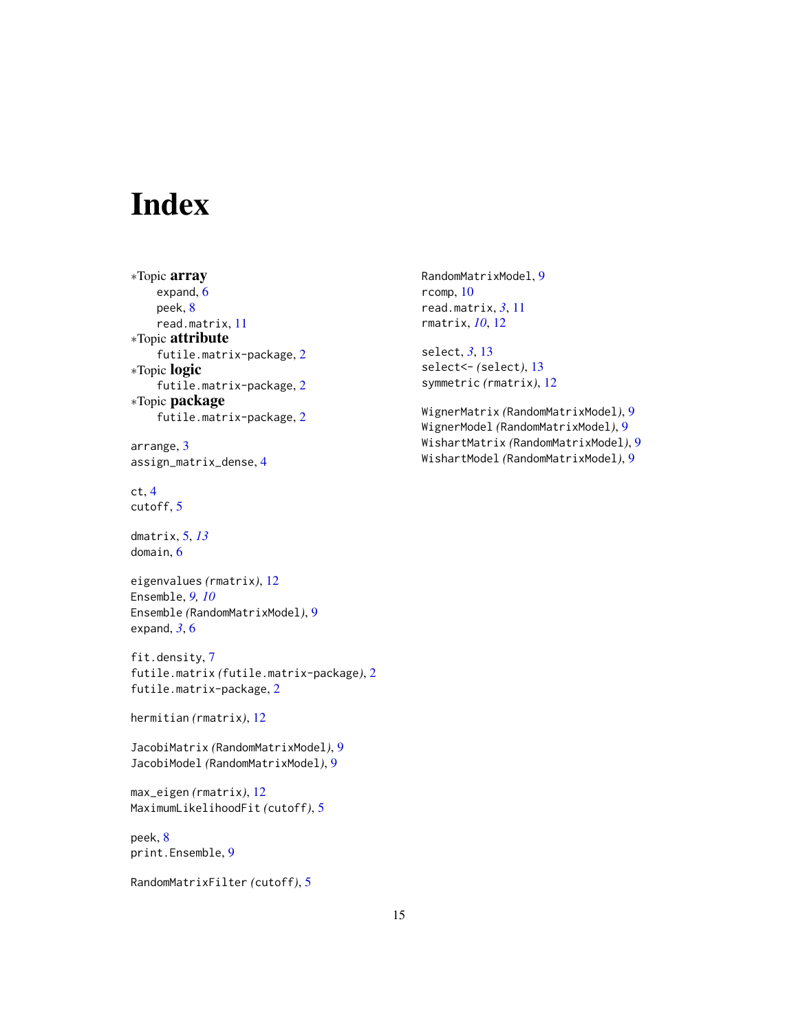# Index

*Topic **array**
expand, 6
peek, 8
read.matrix, 11
*Topic **attribute**
futile.matrix-package, 2
*Topic **logic**
futile.matrix-package, 2
*Topic **package**
futile.matrix-package, 2

arrange, 3
assign_matrix_dense, 4

ct, 4
cutoff, 5

dmatrix, 5, *13*
domain, 6

eigenvalues *(*rmatrix*)*, 12
Ensemble, *9*, *10*
Ensemble *(*RandomMatrixModel*)*, 9
expand, *3*, 6

fit.density, 7
futile.matrix *(*futile.matrix-package*)*, 2
futile.matrix-package, 2

hermitian *(*rmatrix*)*, 12

JacobiMatrix *(*RandomMatrixModel*)*, 9
JacobiModel *(*RandomMatrixModel*)*, 9

max_eigen *(*rmatrix*)*, 12
MaximumLikelihoodFit *(*cutoff*)*, 5

peek, 8
print.Ensemble, 9

RandomMatrixFilter *(*cutoff*)*, 5
RandomMatrixModel, 9
rcomp, 10
read.matrix, *3*, 11
rmatrix, *10*, 12

select, *3*, 13
select<- *(*select*)*, 13
symmetric *(*rmatrix*)*, 12

WignerMatrix *(*RandomMatrixModel*)*, 9
WignerModel *(*RandomMatrixModel*)*, 9
WishartMatrix *(*RandomMatrixModel*)*, 9
WishartModel *(*RandomMatrixModel*)*, 9